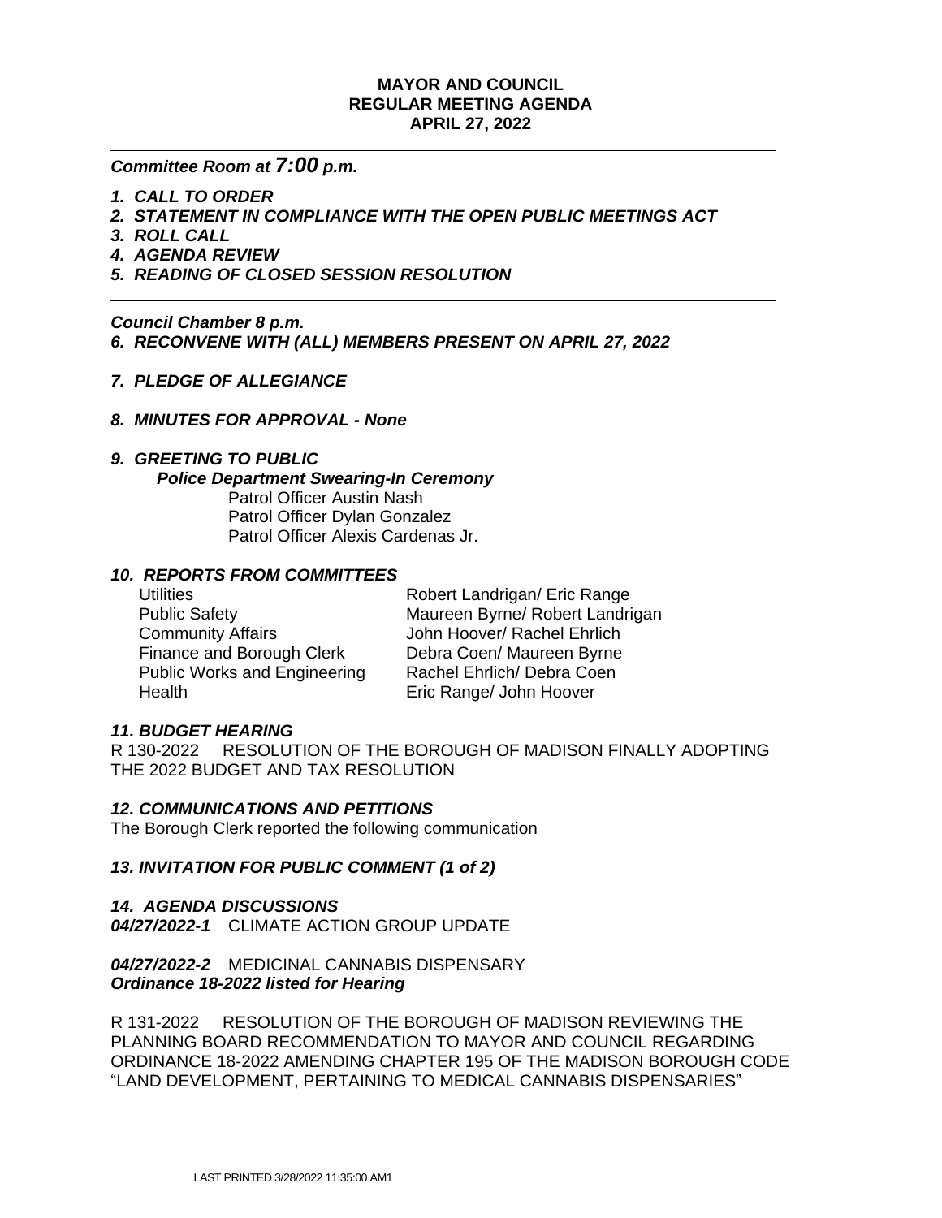**MAYOR AND COUNCIL**
**REGULAR MEETING AGENDA**
**APRIL 27, 2022**

---

***Committee Room at 7:00 p.m.***

1. ***CALL TO ORDER***
2. ***STATEMENT IN COMPLIANCE WITH THE OPEN PUBLIC MEETINGS ACT***
3. ***ROLL CALL***
4. ***AGENDA REVIEW***
5. ***READING OF CLOSED SESSION RESOLUTION***

---

***Council Chamber 8 p.m.***

6. ***RECONVENE WITH (ALL) MEMBERS PRESENT ON APRIL 27, 2022***

7. ***PLEDGE OF ALLEGIANCE***

8. ***MINUTES FOR APPROVAL - None***

9. ***GREETING TO PUBLIC***

***Police Department Swearing-In Ceremony***

Patrol Officer Austin Nash
Patrol Officer Dylan Gonzalez
Patrol Officer Alexis Cardenas Jr.

***10. REPORTS FROM COMMITTEES***

| | |
|---|---|
| Utilities | Robert Landrigan/ Eric Range |
| Public Safety | Maureen Byrne/ Robert Landrigan |
| Community Affairs | John Hoover/ Rachel Ehrlich |
| Finance and Borough Clerk | Debra Coen/ Maureen Byrne |
| Public Works and Engineering | Rachel Ehrlich/ Debra Coen |
| Health | Eric Range/ John Hoover |

***11. BUDGET HEARING***

R 130-2022 RESOLUTION OF THE BOROUGH OF MADISON FINALLY ADOPTING THE 2022 BUDGET AND TAX RESOLUTION

***12. COMMUNICATIONS AND PETITIONS***

The Borough Clerk reported the following communication

***13. INVITATION FOR PUBLIC COMMENT (1 of 2)***

***14. AGENDA DISCUSSIONS***

***04/27/2022-1*** CLIMATE ACTION GROUP UPDATE

***04/27/2022-2*** MEDICINAL CANNABIS DISPENSARY
***Ordinance 18-2022 listed for Hearing***

R 131-2022 RESOLUTION OF THE BOROUGH OF MADISON REVIEWING THE PLANNING BOARD RECOMMENDATION TO MAYOR AND COUNCIL REGARDING ORDINANCE 18-2022 AMENDING CHAPTER 195 OF THE MADISON BOROUGH CODE "LAND DEVELOPMENT, PERTAINING TO MEDICAL CANNABIS DISPENSARIES"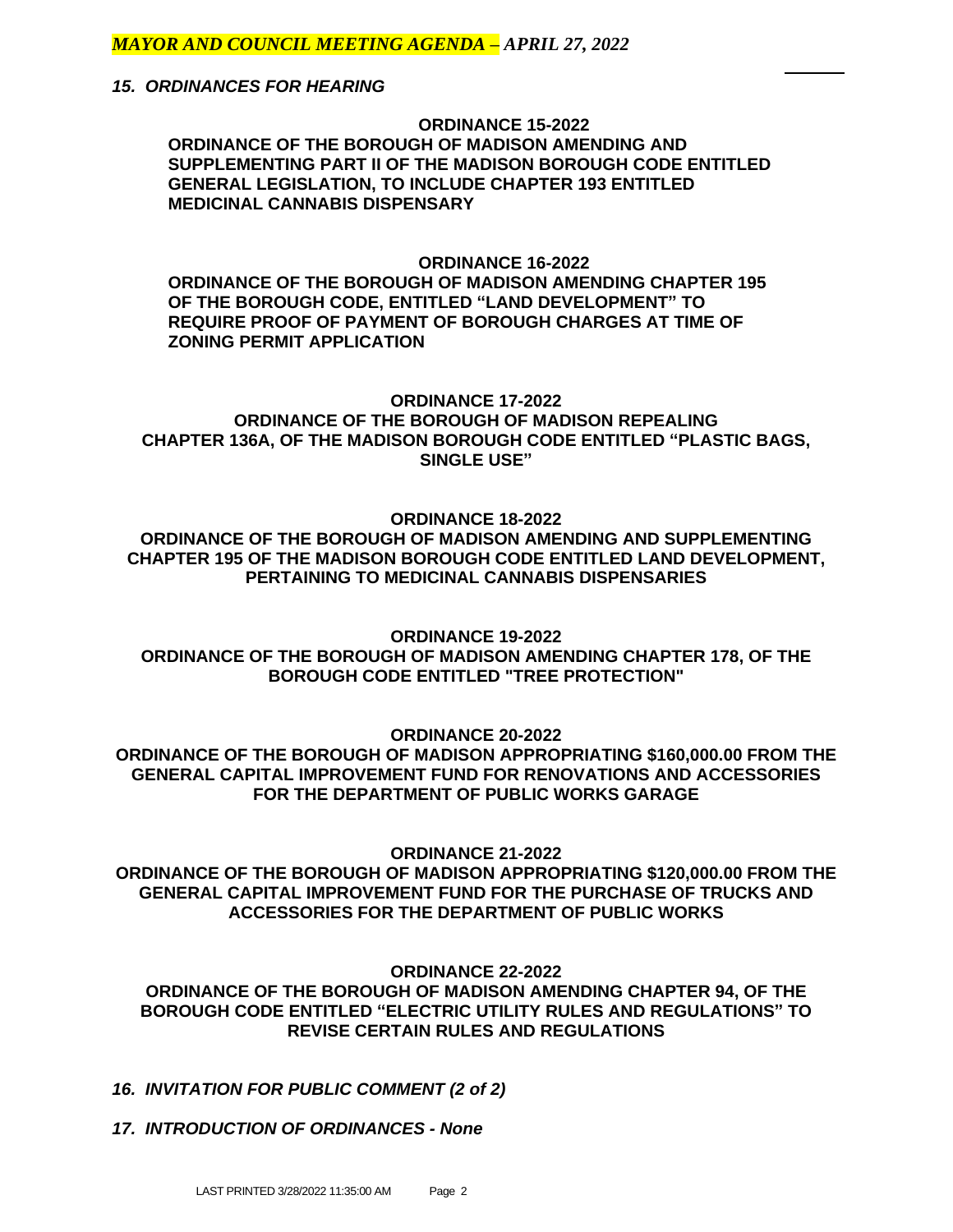### *15. ORDINANCES FOR HEARING*

**ORDINANCE 15-2022**

**ORDINANCE OF THE BOROUGH OF MADISON AMENDING AND SUPPLEMENTING PART II OF THE MADISON BOROUGH CODE ENTITLED GENERAL LEGISLATION, TO INCLUDE CHAPTER 193 ENTITLED MEDICINAL CANNABIS DISPENSARY**

**ORDINANCE 16-2022**

**ORDINANCE OF THE BOROUGH OF MADISON AMENDING CHAPTER 195 OF THE BOROUGH CODE, ENTITLED "LAND DEVELOPMENT" TO REQUIRE PROOF OF PAYMENT OF BOROUGH CHARGES AT TIME OF ZONING PERMIT APPLICATION**

**ORDINANCE 17-2022**

**ORDINANCE OF THE BOROUGH OF MADISON REPEALING CHAPTER 136A, OF THE MADISON BOROUGH CODE ENTITLED "PLASTIC BAGS, SINGLE USE"**

**ORDINANCE 18-2022**

**ORDINANCE OF THE BOROUGH OF MADISON AMENDING AND SUPPLEMENTING CHAPTER 195 OF THE MADISON BOROUGH CODE ENTITLED LAND DEVELOPMENT, PERTAINING TO MEDICINAL CANNABIS DISPENSARIES**

**ORDINANCE 19-2022**

**ORDINANCE OF THE BOROUGH OF MADISON AMENDING CHAPTER 178, OF THE BOROUGH CODE ENTITLED "TREE PROTECTION"**

**ORDINANCE 20-2022**

**ORDINANCE OF THE BOROUGH OF MADISON APPROPRIATING $160,000.00 FROM THE GENERAL CAPITAL IMPROVEMENT FUND FOR RENOVATIONS AND ACCESSORIES FOR THE DEPARTMENT OF PUBLIC WORKS GARAGE**

**ORDINANCE 21-2022**

**ORDINANCE OF THE BOROUGH OF MADISON APPROPRIATING $120,000.00 FROM THE GENERAL CAPITAL IMPROVEMENT FUND FOR THE PURCHASE OF TRUCKS AND ACCESSORIES FOR THE DEPARTMENT OF PUBLIC WORKS**

**ORDINANCE 22-2022**

**ORDINANCE OF THE BOROUGH OF MADISON AMENDING CHAPTER 94, OF THE BOROUGH CODE ENTITLED "ELECTRIC UTILITY RULES AND REGULATIONS" TO REVISE CERTAIN RULES AND REGULATIONS**

### *16. INVITATION FOR PUBLIC COMMENT (2 of 2)*

### *17. INTRODUCTION OF ORDINANCES - None*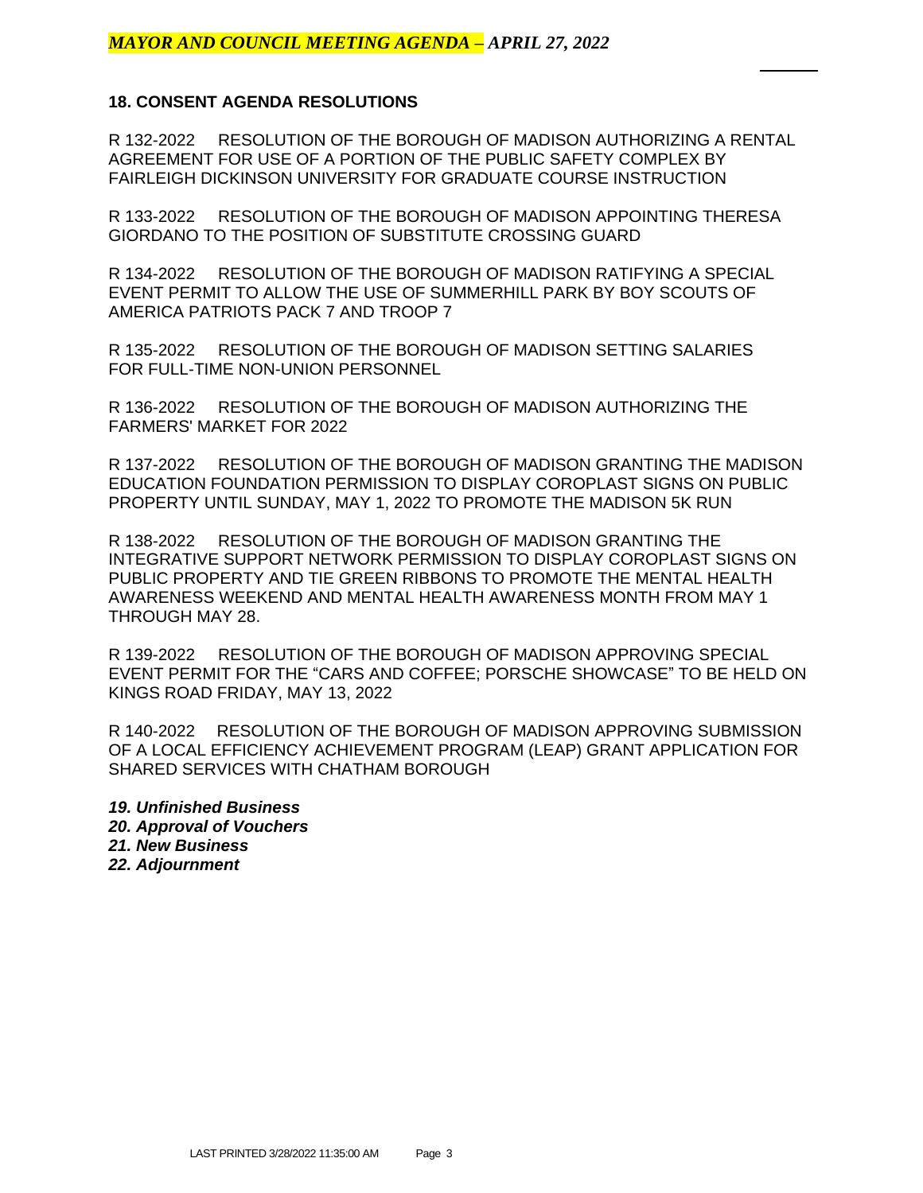## 18. CONSENT AGENDA RESOLUTIONS

R 132-2022 RESOLUTION OF THE BOROUGH OF MADISON AUTHORIZING A RENTAL AGREEMENT FOR USE OF A PORTION OF THE PUBLIC SAFETY COMPLEX BY FAIRLEIGH DICKINSON UNIVERSITY FOR GRADUATE COURSE INSTRUCTION

R 133-2022 RESOLUTION OF THE BOROUGH OF MADISON APPOINTING THERESA GIORDANO TO THE POSITION OF SUBSTITUTE CROSSING GUARD

R 134-2022 RESOLUTION OF THE BOROUGH OF MADISON RATIFYING A SPECIAL EVENT PERMIT TO ALLOW THE USE OF SUMMERHILL PARK BY BOY SCOUTS OF AMERICA PATRIOTS PACK 7 AND TROOP 7

R 135-2022 RESOLUTION OF THE BOROUGH OF MADISON SETTING SALARIES FOR FULL-TIME NON-UNION PERSONNEL

R 136-2022 RESOLUTION OF THE BOROUGH OF MADISON AUTHORIZING THE FARMERS' MARKET FOR 2022

R 137-2022 RESOLUTION OF THE BOROUGH OF MADISON GRANTING THE MADISON EDUCATION FOUNDATION PERMISSION TO DISPLAY COROPLAST SIGNS ON PUBLIC PROPERTY UNTIL SUNDAY, MAY 1, 2022 TO PROMOTE THE MADISON 5K RUN

R 138-2022 RESOLUTION OF THE BOROUGH OF MADISON GRANTING THE INTEGRATIVE SUPPORT NETWORK PERMISSION TO DISPLAY COROPLAST SIGNS ON PUBLIC PROPERTY AND TIE GREEN RIBBONS TO PROMOTE THE MENTAL HEALTH AWARENESS WEEKEND AND MENTAL HEALTH AWARENESS MONTH FROM MAY 1 THROUGH MAY 28.

R 139-2022 RESOLUTION OF THE BOROUGH OF MADISON APPROVING SPECIAL EVENT PERMIT FOR THE "CARS AND COFFEE; PORSCHE SHOWCASE" TO BE HELD ON KINGS ROAD FRIDAY, MAY 13, 2022

R 140-2022 RESOLUTION OF THE BOROUGH OF MADISON APPROVING SUBMISSION OF A LOCAL EFFICIENCY ACHIEVEMENT PROGRAM (LEAP) GRANT APPLICATION FOR SHARED SERVICES WITH CHATHAM BOROUGH

***19. Unfinished Business***
***20. Approval of Vouchers***
***21. New Business***
***22. Adjournment***